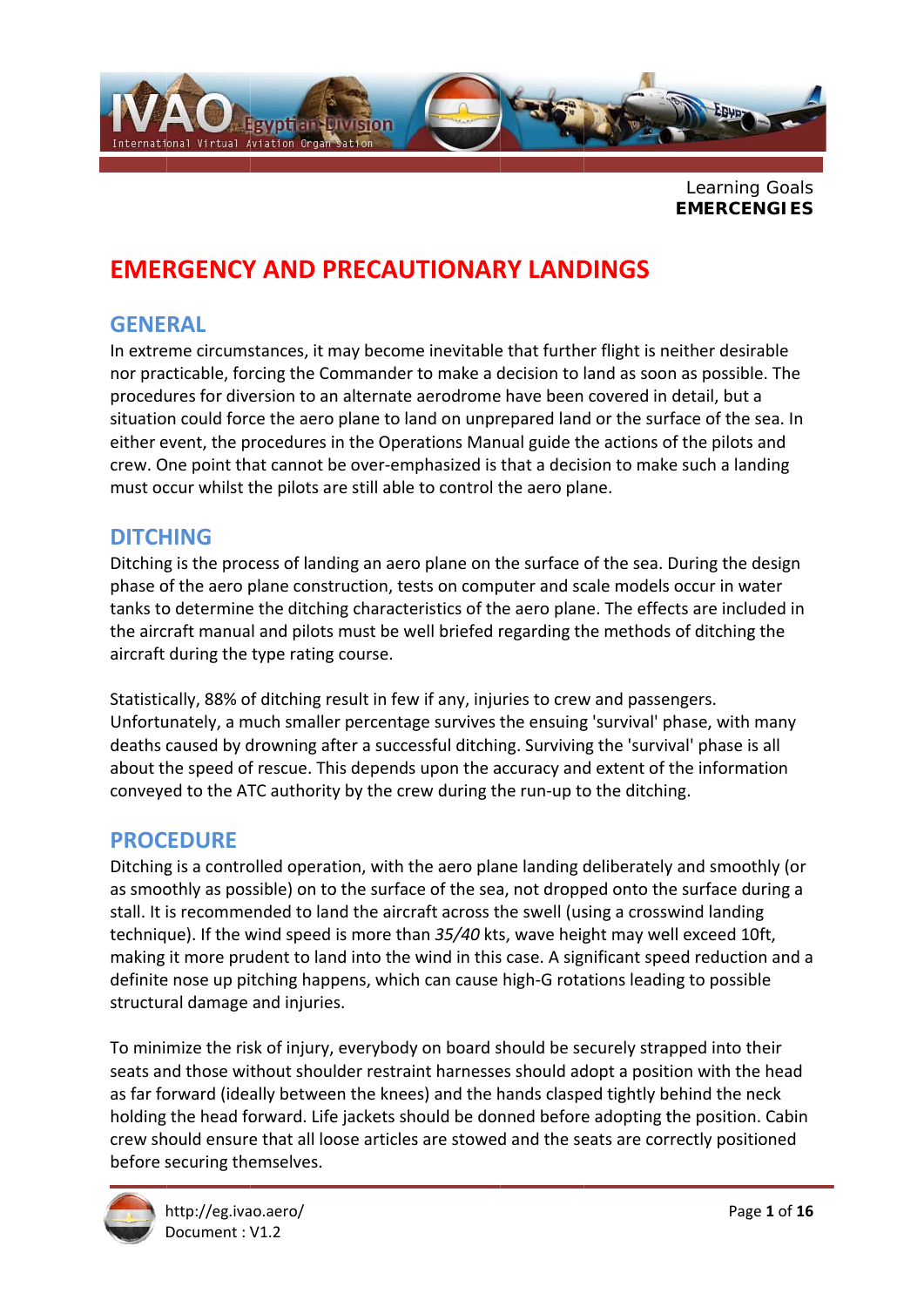Learning Goals
**EMERCENGIES**

# EMERGENCY AND PRECAUTIONARY LANDINGS

## GENERAL

In extreme circumstances, it may become inevitable that further flight is neither desirable nor practicable, forcing the Commander to make a decision to land as soon as possible. The procedures for diversion to an alternate aerodrome have been covered in detail, but a situation could force the aero plane to land on unprepared land or the surface of the sea. In either event, the procedures in the Operations Manual guide the actions of the pilots and crew. One point that cannot be over-emphasized is that a decision to make such a landing must occur whilst the pilots are still able to control the aero plane.

## DITCHING

Ditching is the process of landing an aero plane on the surface of the sea. During the design phase of the aero plane construction, tests on computer and scale models occur in water tanks to determine the ditching characteristics of the aero plane. The effects are included in the aircraft manual and pilots must be well briefed regarding the methods of ditching the aircraft during the type rating course.

Statistically, 88% of ditching result in few if any, injuries to crew and passengers. Unfortunately, a much smaller percentage survives the ensuing 'survival' phase, with many deaths caused by drowning after a successful ditching. Surviving the 'survival' phase is all about the speed of rescue. This depends upon the accuracy and extent of the information conveyed to the ATC authority by the crew during the run-up to the ditching.

## PROCEDURE

Ditching is a controlled operation, with the aero plane landing deliberately and smoothly (or as smoothly as possible) on to the surface of the sea, not dropped onto the surface during a stall. It is recommended to land the aircraft across the swell (using a crosswind landing technique). If the wind speed is more than *35/40* kts, wave height may well exceed 10ft, making it more prudent to land into the wind in this case. A significant speed reduction and a definite nose up pitching happens, which can cause high-G rotations leading to possible structural damage and injuries.

To minimize the risk of injury, everybody on board should be securely strapped into their seats and those without shoulder restraint harnesses should adopt a position with the head as far forward (ideally between the knees) and the hands clasped tightly behind the neck holding the head forward. Life jackets should be donned before adopting the position. Cabin crew should ensure that all loose articles are stowed and the seats are correctly positioned before securing themselves.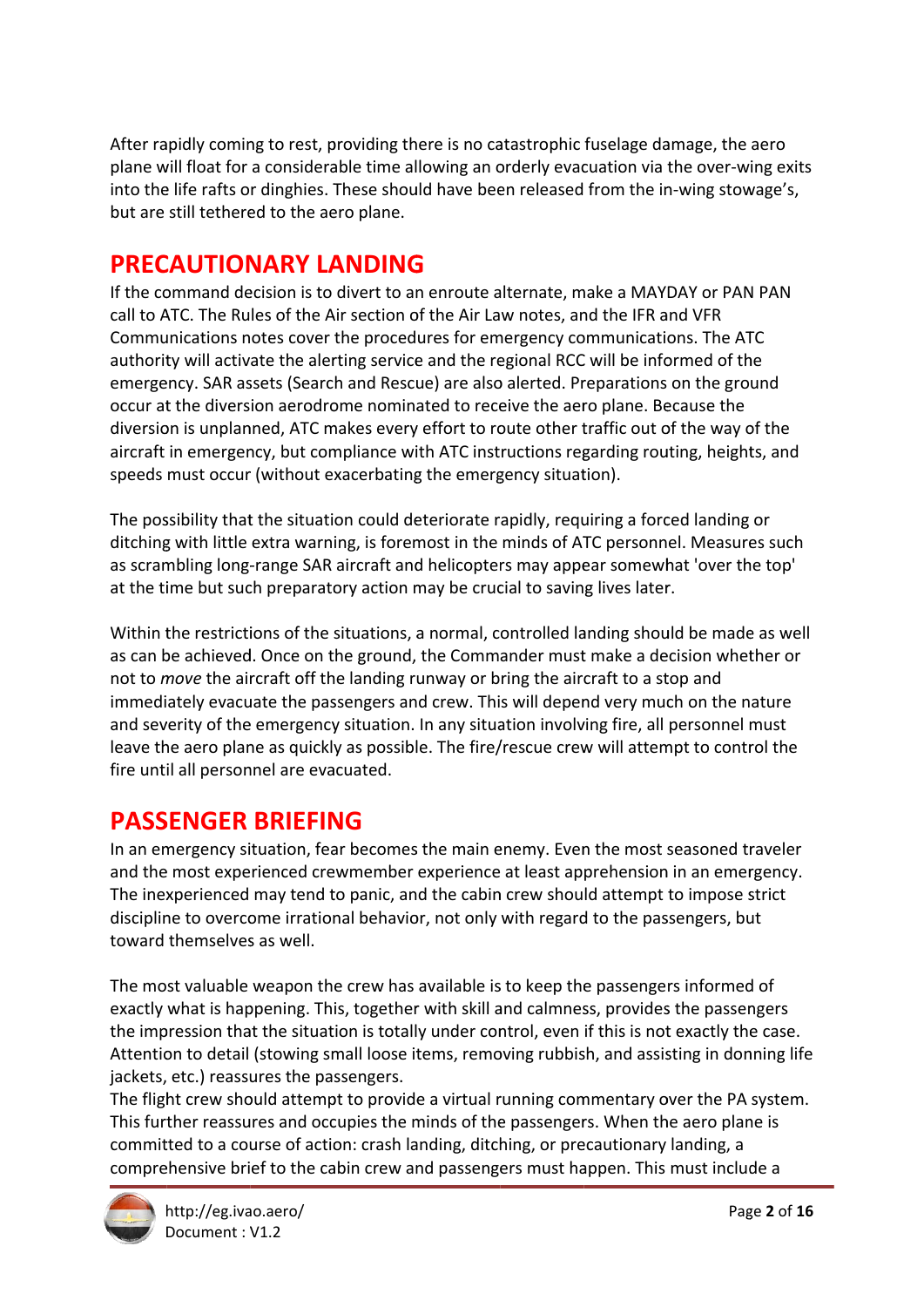After rapidly coming to rest, providing there is no catastrophic fuselage damage, the aero plane will float for a considerable time allowing an orderly evacuation via the over-wing exits into the life rafts or dinghies. These should have been released from the in-wing stowage's, but are still tethered to the aero plane.

## PRECAUTIONARY LANDING

If the command decision is to divert to an enroute alternate, make a MAYDAY or PAN PAN call to ATC. The Rules of the Air section of the Air Law notes, and the IFR and VFR Communications notes cover the procedures for emergency communications. The ATC authority will activate the alerting service and the regional RCC will be informed of the emergency. SAR assets (Search and Rescue) are also alerted. Preparations on the ground occur at the diversion aerodrome nominated to receive the aero plane. Because the diversion is unplanned, ATC makes every effort to route other traffic out of the way of the aircraft in emergency, but compliance with ATC instructions regarding routing, heights, and speeds must occur (without exacerbating the emergency situation).

The possibility that the situation could deteriorate rapidly, requiring a forced landing or ditching with little extra warning, is foremost in the minds of ATC personnel. Measures such as scrambling long-range SAR aircraft and helicopters may appear somewhat 'over the top' at the time but such preparatory action may be crucial to saving lives later.

Within the restrictions of the situations, a normal, controlled landing should be made as well as can be achieved. Once on the ground, the Commander must make a decision whether or not to *move* the aircraft off the landing runway or bring the aircraft to a stop and immediately evacuate the passengers and crew. This will depend very much on the nature and severity of the emergency situation. In any situation involving fire, all personnel must leave the aero plane as quickly as possible. The fire/rescue crew will attempt to control the fire until all personnel are evacuated.

## PASSENGER BRIEFING

In an emergency situation, fear becomes the main enemy. Even the most seasoned traveler and the most experienced crewmember experience at least apprehension in an emergency. The inexperienced may tend to panic, and the cabin crew should attempt to impose strict discipline to overcome irrational behavior, not only with regard to the passengers, but toward themselves as well.

The most valuable weapon the crew has available is to keep the passengers informed of exactly what is happening. This, together with skill and calmness, provides the passengers the impression that the situation is totally under control, even if this is not exactly the case. Attention to detail (stowing small loose items, removing rubbish, and assisting in donning life jackets, etc.) reassures the passengers.
The flight crew should attempt to provide a virtual running commentary over the PA system. This further reassures and occupies the minds of the passengers. When the aero plane is committed to a course of action: crash landing, ditching, or precautionary landing, a comprehensive brief to the cabin crew and passengers must happen. This must include a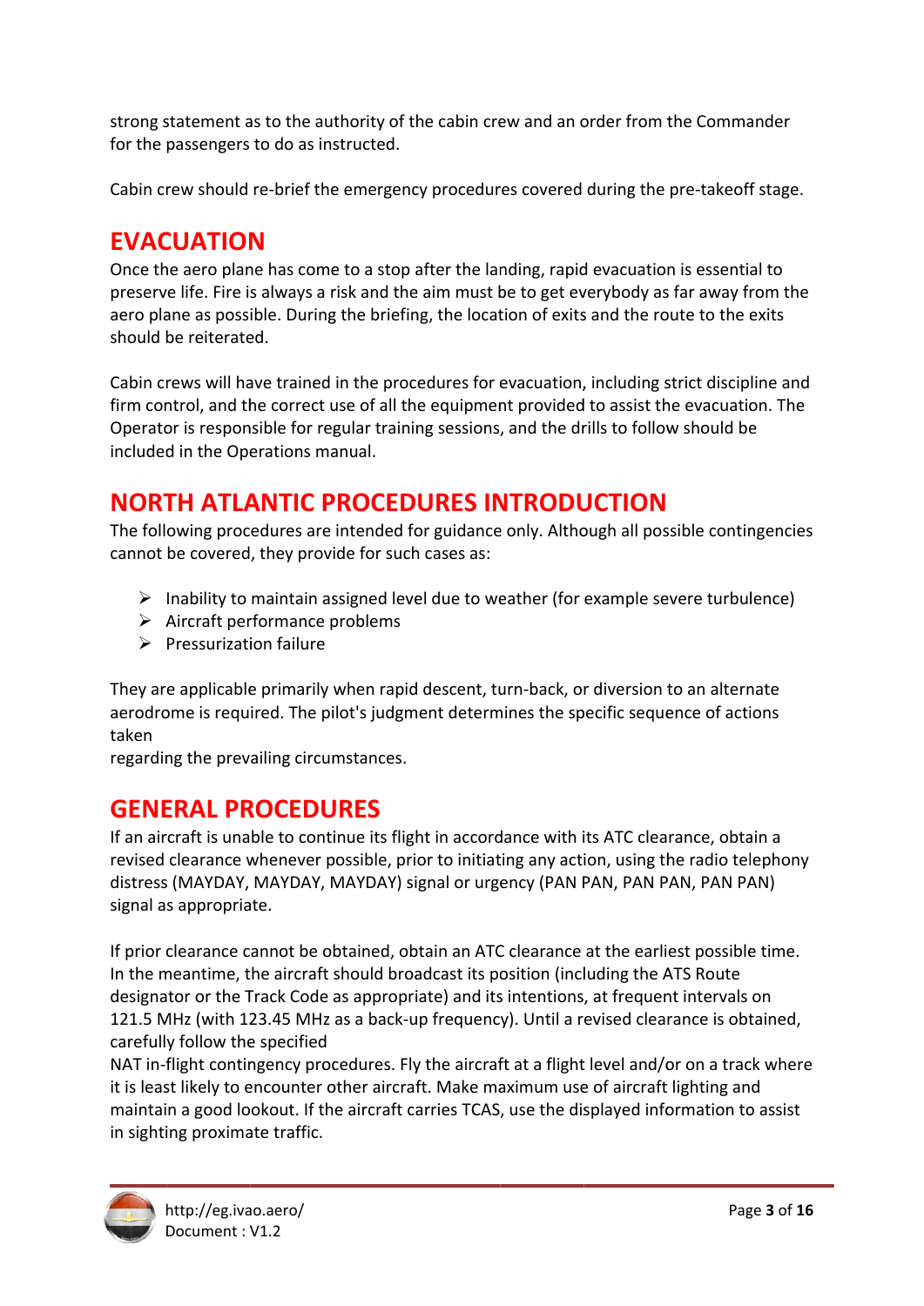strong statement as to the authority of the cabin crew and an order from the Commander for the passengers to do as instructed.

Cabin crew should re-brief the emergency procedures covered during the pre-takeoff stage.

## EVACUATION

Once the aero plane has come to a stop after the landing, rapid evacuation is essential to preserve life. Fire is always a risk and the aim must be to get everybody as far away from the aero plane as possible. During the briefing, the location of exits and the route to the exits should be reiterated.

Cabin crews will have trained in the procedures for evacuation, including strict discipline and firm control, and the correct use of all the equipment provided to assist the evacuation. The Operator is responsible for regular training sessions, and the drills to follow should be included in the Operations manual.

## NORTH ATLANTIC PROCEDURES INTRODUCTION

The following procedures are intended for guidance only. Although all possible contingencies cannot be covered, they provide for such cases as:

- Inability to maintain assigned level due to weather (for example severe turbulence)
- Aircraft performance problems
- Pressurization failure

They are applicable primarily when rapid descent, turn-back, or diversion to an alternate aerodrome is required. The pilot's judgment determines the specific sequence of actions taken
regarding the prevailing circumstances.

## GENERAL PROCEDURES

If an aircraft is unable to continue its flight in accordance with its ATC clearance, obtain a revised clearance whenever possible, prior to initiating any action, using the radio telephony distress (MAYDAY, MAYDAY, MAYDAY) signal or urgency (PAN PAN, PAN PAN, PAN PAN) signal as appropriate.

If prior clearance cannot be obtained, obtain an ATC clearance at the earliest possible time. In the meantime, the aircraft should broadcast its position (including the ATS Route designator or the Track Code as appropriate) and its intentions, at frequent intervals on 121.5 MHz (with 123.45 MHz as a back-up frequency). Until a revised clearance is obtained, carefully follow the specified
NAT in-flight contingency procedures. Fly the aircraft at a flight level and/or on a track where it is least likely to encounter other aircraft. Make maximum use of aircraft lighting and maintain a good lookout. If the aircraft carries TCAS, use the displayed information to assist in sighting proximate traffic.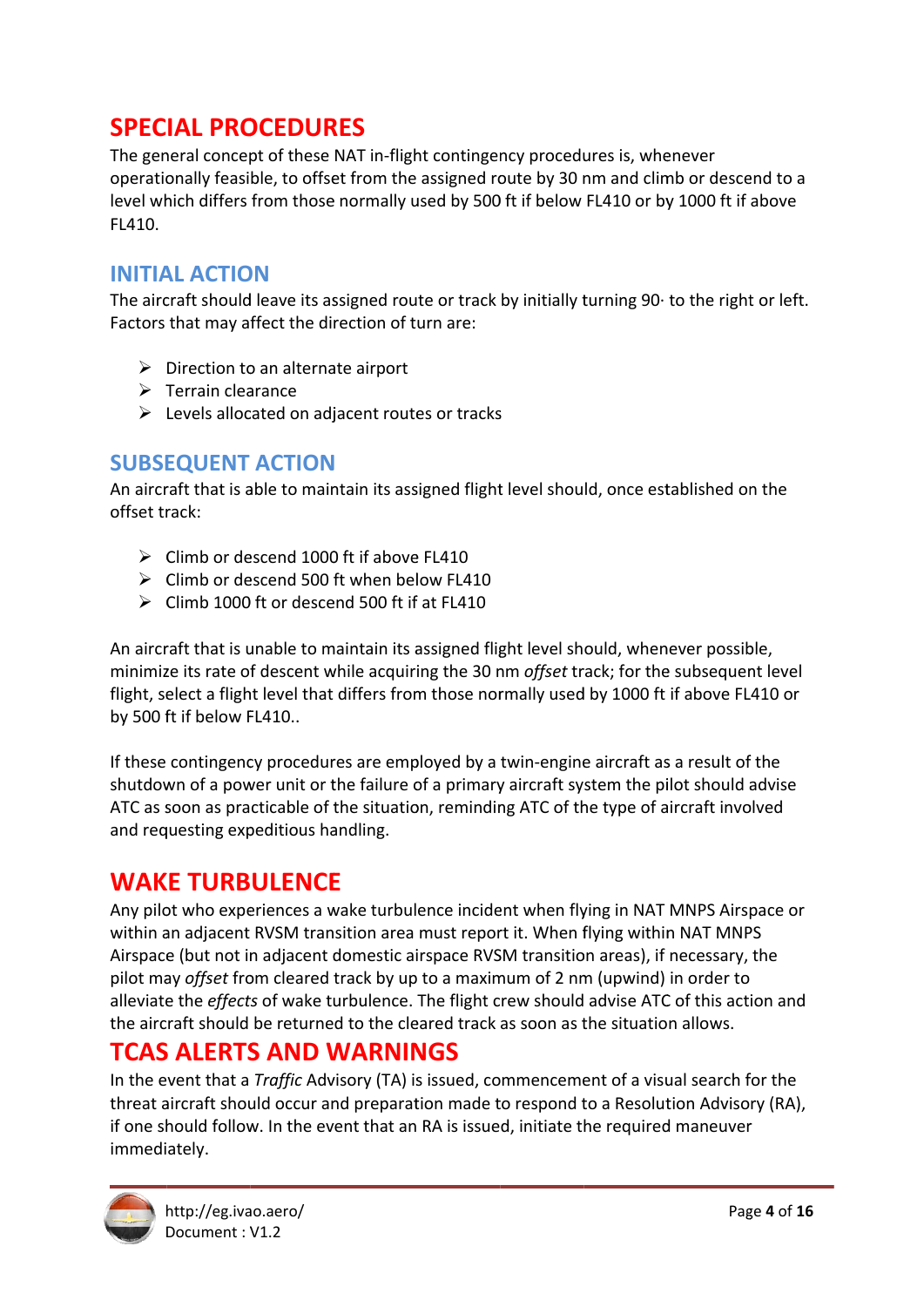# SPECIAL PROCEDURES

The general concept of these NAT in-flight contingency procedures is, whenever operationally feasible, to offset from the assigned route by 30 nm and climb or descend to a level which differs from those normally used by 500 ft if below FL410 or by 1000 ft if above FL410.

## INITIAL ACTION

The aircraft should leave its assigned route or track by initially turning 90· to the right or left. Factors that may affect the direction of turn are:

- Direction to an alternate airport
- Terrain clearance
- Levels allocated on adjacent routes or tracks

## SUBSEQUENT ACTION

An aircraft that is able to maintain its assigned flight level should, once established on the offset track:

- Climb or descend 1000 ft if above FL410
- Climb or descend 500 ft when below FL410
- Climb 1000 ft or descend 500 ft if at FL410

An aircraft that is unable to maintain its assigned flight level should, whenever possible, minimize its rate of descent while acquiring the 30 nm *offset* track; for the subsequent level flight, select a flight level that differs from those normally used by 1000 ft if above FL410 or by 500 ft if below FL410..

If these contingency procedures are employed by a twin-engine aircraft as a result of the shutdown of a power unit or the failure of a primary aircraft system the pilot should advise ATC as soon as practicable of the situation, reminding ATC of the type of aircraft involved and requesting expeditious handling.

# WAKE TURBULENCE

Any pilot who experiences a wake turbulence incident when flying in NAT MNPS Airspace or within an adjacent RVSM transition area must report it. When flying within NAT MNPS Airspace (but not in adjacent domestic airspace RVSM transition areas), if necessary, the pilot may *offset* from cleared track by up to a maximum of 2 nm (upwind) in order to alleviate the *effects* of wake turbulence. The flight crew should advise ATC of this action and the aircraft should be returned to the cleared track as soon as the situation allows.

# TCAS ALERTS AND WARNINGS

In the event that a *Traffic* Advisory (TA) is issued, commencement of a visual search for the threat aircraft should occur and preparation made to respond to a Resolution Advisory (RA), if one should follow. In the event that an RA is issued, initiate the required maneuver immediately.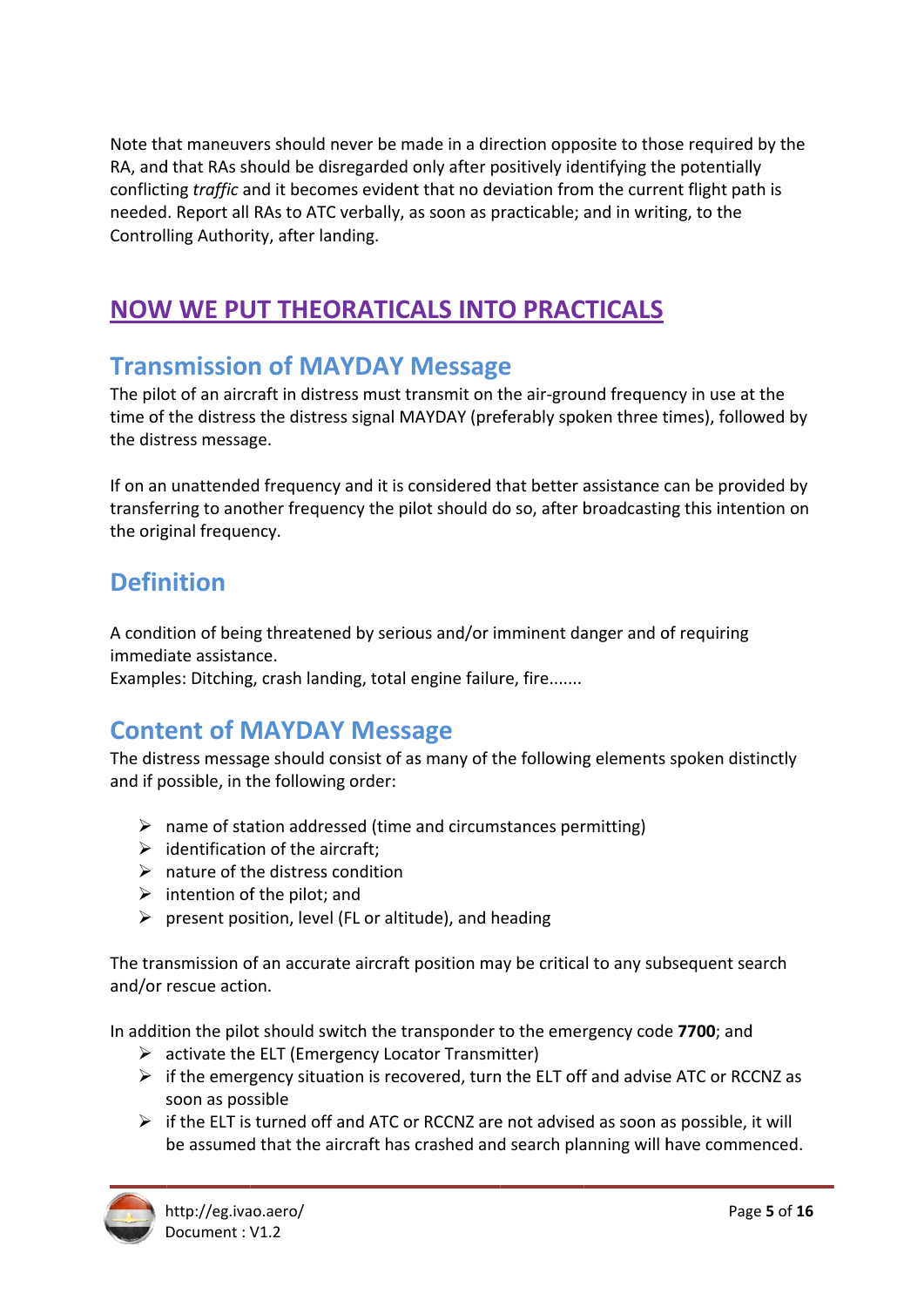Note that maneuvers should never be made in a direction opposite to those required by the RA, and that RAs should be disregarded only after positively identifying the potentially conflicting *traffic* and it becomes evident that no deviation from the current flight path is needed. Report all RAs to ATC verbally, as soon as practicable; and in writing, to the Controlling Authority, after landing.

# NOW WE PUT THEORATICALS INTO PRACTICALS

## Transmission of MAYDAY Message

The pilot of an aircraft in distress must transmit on the air-ground frequency in use at the time of the distress the distress signal MAYDAY (preferably spoken three times), followed by the distress message.

If on an unattended frequency and it is considered that better assistance can be provided by transferring to another frequency the pilot should do so, after broadcasting this intention on the original frequency.

## Definition

A condition of being threatened by serious and/or imminent danger and of requiring immediate assistance.
Examples: Ditching, crash landing, total engine failure, fire.......

## Content of MAYDAY Message

The distress message should consist of as many of the following elements spoken distinctly and if possible, in the following order:

- name of station addressed (time and circumstances permitting)
- identification of the aircraft;
- nature of the distress condition
- intention of the pilot; and
- present position, level (FL or altitude), and heading

The transmission of an accurate aircraft position may be critical to any subsequent search and/or rescue action.

In addition the pilot should switch the transponder to the emergency code **7700**; and

- activate the ELT (Emergency Locator Transmitter)
- if the emergency situation is recovered, turn the ELT off and advise ATC or RCCNZ as soon as possible
- if the ELT is turned off and ATC or RCCNZ are not advised as soon as possible, it will be assumed that the aircraft has crashed and search planning will have commenced.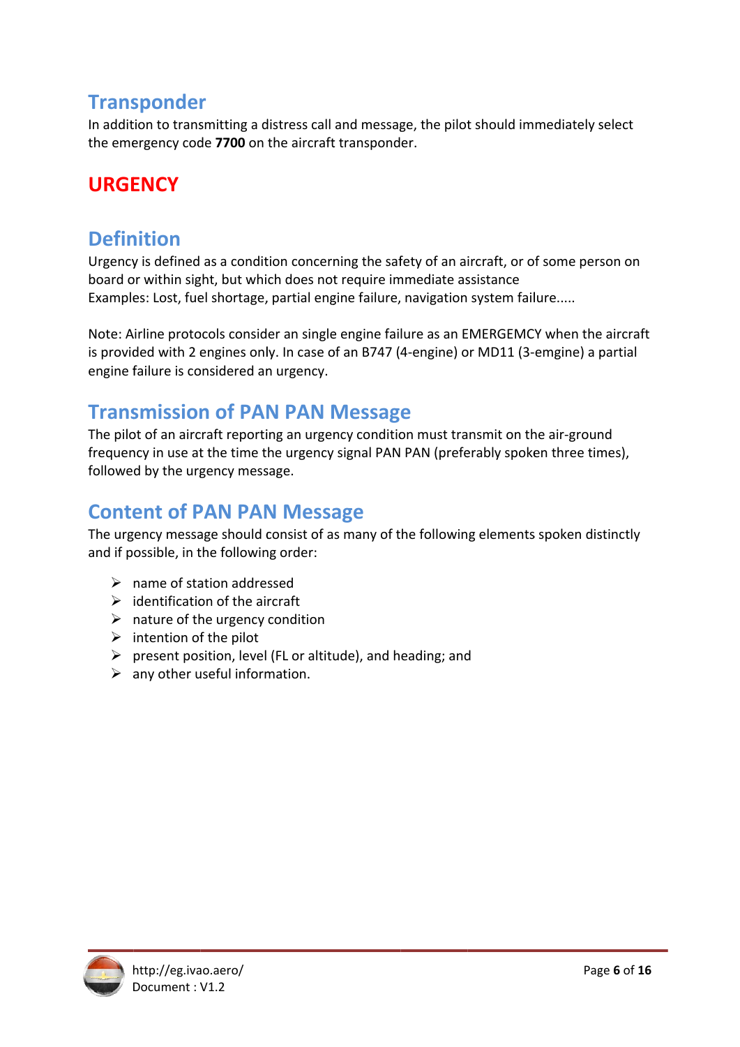## Transponder

In addition to transmitting a distress call and message, the pilot should immediately select the emergency code **7700** on the aircraft transponder.

# URGENCY

## Definition

Urgency is defined as a condition concerning the safety of an aircraft, or of some person on board or within sight, but which does not require immediate assistance
Examples: Lost, fuel shortage, partial engine failure, navigation system failure.....

Note: Airline protocols consider an single engine failure as an EMERGEMCY when the aircraft is provided with 2 engines only. In case of an B747 (4-engine) or MD11 (3-emgine) a partial engine failure is considered an urgency.

## Transmission of PAN PAN Message

The pilot of an aircraft reporting an urgency condition must transmit on the air-ground frequency in use at the time the urgency signal PAN PAN (preferably spoken three times), followed by the urgency message.

## Content of PAN PAN Message

The urgency message should consist of as many of the following elements spoken distinctly and if possible, in the following order:

- name of station addressed
- identification of the aircraft
- nature of the urgency condition
- intention of the pilot
- present position, level (FL or altitude), and heading; and
- any other useful information.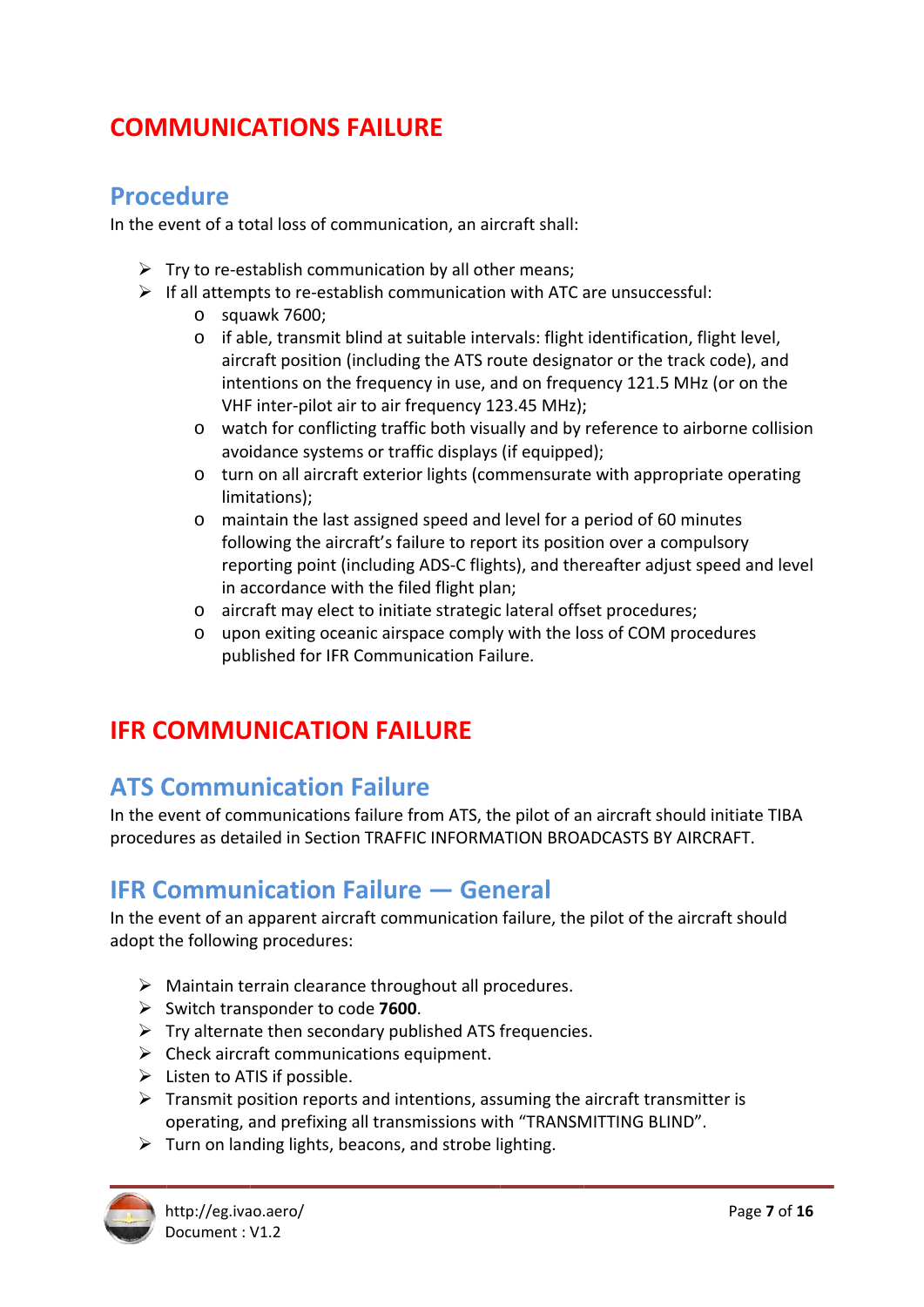# COMMUNICATIONS FAILURE

## Procedure

In the event of a total loss of communication, an aircraft shall:

- Try to re-establish communication by all other means;
- If all attempts to re-establish communication with ATC are unsuccessful:
  - squawk 7600;
  - if able, transmit blind at suitable intervals: flight identification, flight level, aircraft position (including the ATS route designator or the track code), and intentions on the frequency in use, and on frequency 121.5 MHz (or on the VHF inter-pilot air to air frequency 123.45 MHz);
  - watch for conflicting traffic both visually and by reference to airborne collision avoidance systems or traffic displays (if equipped);
  - turn on all aircraft exterior lights (commensurate with appropriate operating limitations);
  - maintain the last assigned speed and level for a period of 60 minutes following the aircraft's failure to report its position over a compulsory reporting point (including ADS-C flights), and thereafter adjust speed and level in accordance with the filed flight plan;
  - aircraft may elect to initiate strategic lateral offset procedures;
  - upon exiting oceanic airspace comply with the loss of COM procedures published for IFR Communication Failure.

# IFR COMMUNICATION FAILURE

## ATS Communication Failure

In the event of communications failure from ATS, the pilot of an aircraft should initiate TIBA procedures as detailed in Section TRAFFIC INFORMATION BROADCASTS BY AIRCRAFT.

## IFR Communication Failure — General

In the event of an apparent aircraft communication failure, the pilot of the aircraft should adopt the following procedures:

- Maintain terrain clearance throughout all procedures.
- Switch transponder to code **7600**.
- Try alternate then secondary published ATS frequencies.
- Check aircraft communications equipment.
- Listen to ATIS if possible.
- Transmit position reports and intentions, assuming the aircraft transmitter is operating, and prefixing all transmissions with "TRANSMITTING BLIND".
- Turn on landing lights, beacons, and strobe lighting.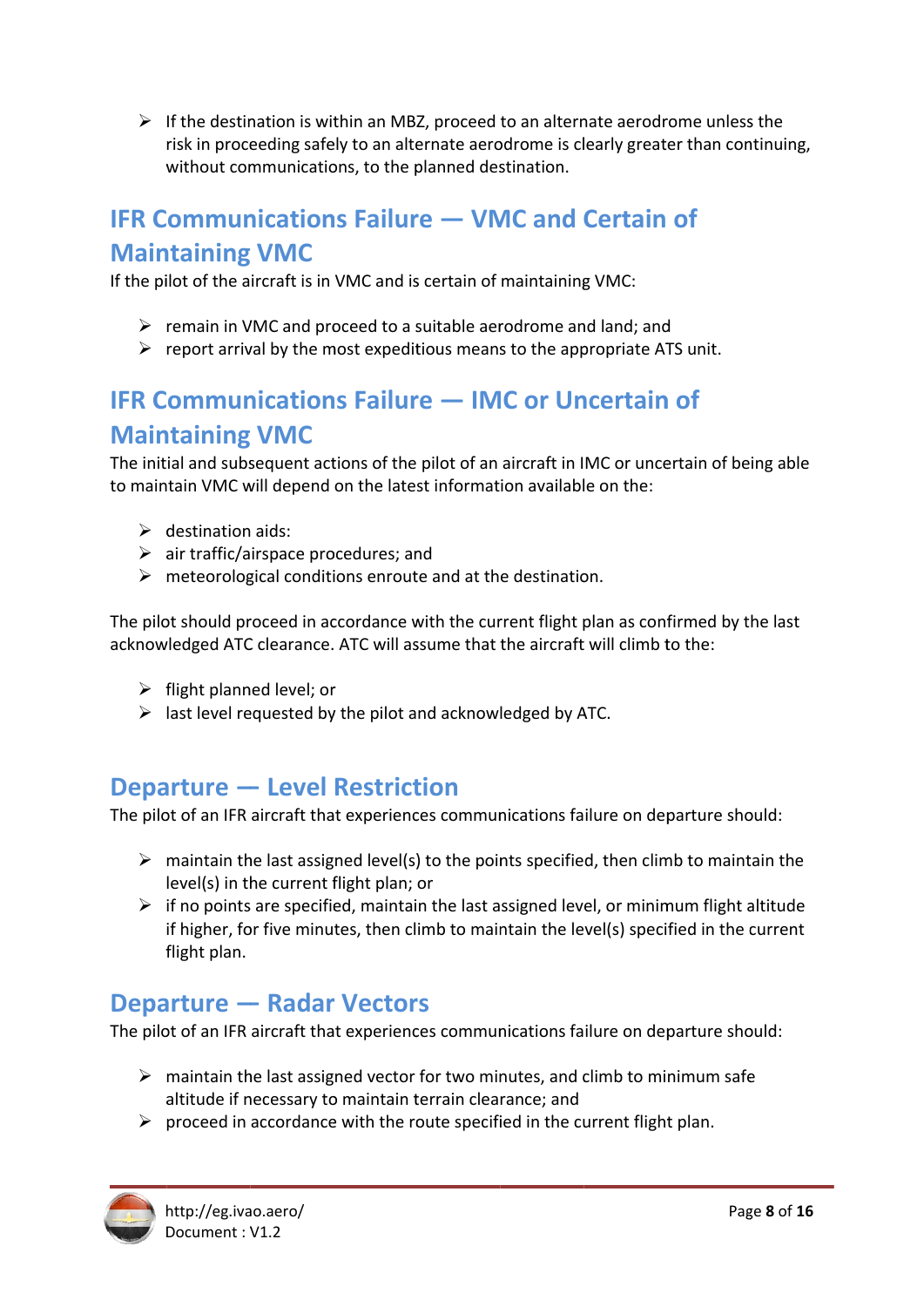- If the destination is within an MBZ, proceed to an alternate aerodrome unless the risk in proceeding safely to an alternate aerodrome is clearly greater than continuing, without communications, to the planned destination.

## IFR Communications Failure — VMC and Certain of Maintaining VMC

If the pilot of the aircraft is in VMC and is certain of maintaining VMC:

- remain in VMC and proceed to a suitable aerodrome and land; and
- report arrival by the most expeditious means to the appropriate ATS unit.

## IFR Communications Failure — IMC or Uncertain of Maintaining VMC

The initial and subsequent actions of the pilot of an aircraft in IMC or uncertain of being able to maintain VMC will depend on the latest information available on the:

- destination aids:
- air traffic/airspace procedures; and
- meteorological conditions enroute and at the destination.

The pilot should proceed in accordance with the current flight plan as confirmed by the last acknowledged ATC clearance. ATC will assume that the aircraft will climb to the:

- flight planned level; or
- last level requested by the pilot and acknowledged by ATC.

## Departure — Level Restriction

The pilot of an IFR aircraft that experiences communications failure on departure should:

- maintain the last assigned level(s) to the points specified, then climb to maintain the level(s) in the current flight plan; or
- if no points are specified, maintain the last assigned level, or minimum flight altitude if higher, for five minutes, then climb to maintain the level(s) specified in the current flight plan.

## Departure — Radar Vectors

The pilot of an IFR aircraft that experiences communications failure on departure should:

- maintain the last assigned vector for two minutes, and climb to minimum safe altitude if necessary to maintain terrain clearance; and
- proceed in accordance with the route specified in the current flight plan.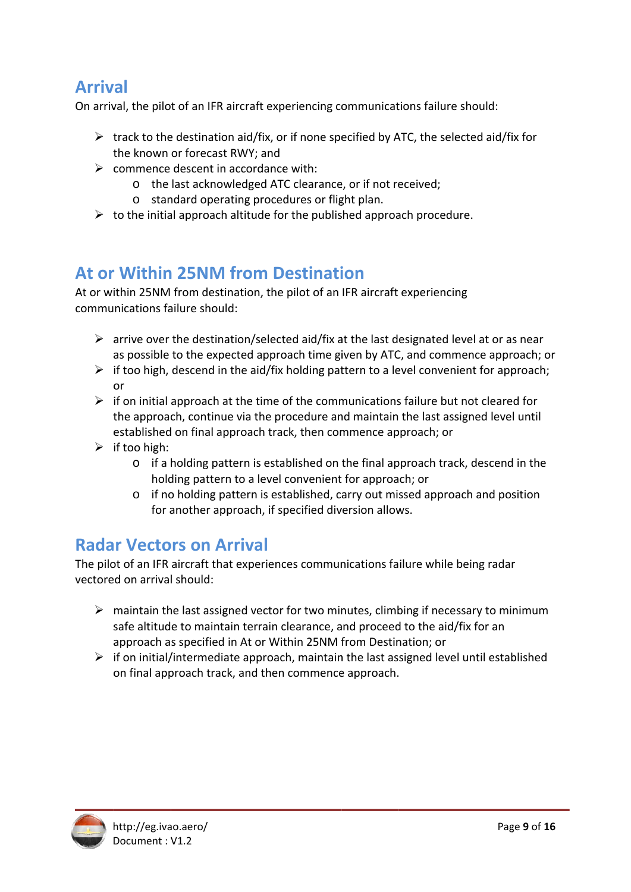## Arrival

On arrival, the pilot of an IFR aircraft experiencing communications failure should:

- track to the destination aid/fix, or if none specified by ATC, the selected aid/fix for the known or forecast RWY; and
- commence descent in accordance with:
  - the last acknowledged ATC clearance, or if not received;
  - standard operating procedures or flight plan.
- to the initial approach altitude for the published approach procedure.

## At or Within 25NM from Destination

At or within 25NM from destination, the pilot of an IFR aircraft experiencing communications failure should:

- arrive over the destination/selected aid/fix at the last designated level at or as near as possible to the expected approach time given by ATC, and commence approach; or
- if too high, descend in the aid/fix holding pattern to a level convenient for approach; or
- if on initial approach at the time of the communications failure but not cleared for the approach, continue via the procedure and maintain the last assigned level until established on final approach track, then commence approach; or
- if too high:
  - if a holding pattern is established on the final approach track, descend in the holding pattern to a level convenient for approach; or
  - if no holding pattern is established, carry out missed approach and position for another approach, if specified diversion allows.

## Radar Vectors on Arrival

The pilot of an IFR aircraft that experiences communications failure while being radar vectored on arrival should:

- maintain the last assigned vector for two minutes, climbing if necessary to minimum safe altitude to maintain terrain clearance, and proceed to the aid/fix for an approach as specified in At or Within 25NM from Destination; or
- if on initial/intermediate approach, maintain the last assigned level until established on final approach track, and then commence approach.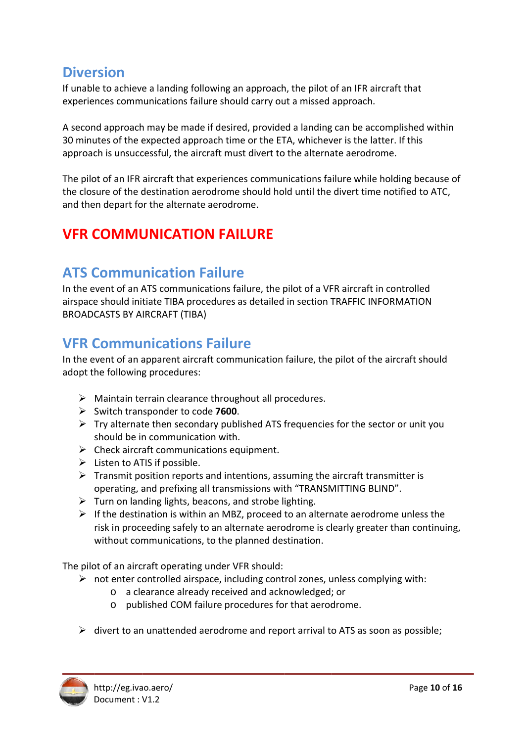## Diversion

If unable to achieve a landing following an approach, the pilot of an IFR aircraft that experiences communications failure should carry out a missed approach.

A second approach may be made if desired, provided a landing can be accomplished within 30 minutes of the expected approach time or the ETA, whichever is the latter. If this approach is unsuccessful, the aircraft must divert to the alternate aerodrome.

The pilot of an IFR aircraft that experiences communications failure while holding because of the closure of the destination aerodrome should hold until the divert time notified to ATC, and then depart for the alternate aerodrome.

# VFR COMMUNICATION FAILURE

## ATS Communication Failure

In the event of an ATS communications failure, the pilot of a VFR aircraft in controlled airspace should initiate TIBA procedures as detailed in section TRAFFIC INFORMATION BROADCASTS BY AIRCRAFT (TIBA)

## VFR Communications Failure

In the event of an apparent aircraft communication failure, the pilot of the aircraft should adopt the following procedures:

- Maintain terrain clearance throughout all procedures.
- Switch transponder to code **7600**.
- Try alternate then secondary published ATS frequencies for the sector or unit you should be in communication with.
- Check aircraft communications equipment.
- Listen to ATIS if possible.
- Transmit position reports and intentions, assuming the aircraft transmitter is operating, and prefixing all transmissions with "TRANSMITTING BLIND".
- Turn on landing lights, beacons, and strobe lighting.
- If the destination is within an MBZ, proceed to an alternate aerodrome unless the risk in proceeding safely to an alternate aerodrome is clearly greater than continuing, without communications, to the planned destination.

The pilot of an aircraft operating under VFR should:

- not enter controlled airspace, including control zones, unless complying with:
    - a clearance already received and acknowledged; or
    - published COM failure procedures for that aerodrome.
- divert to an unattended aerodrome and report arrival to ATS as soon as possible;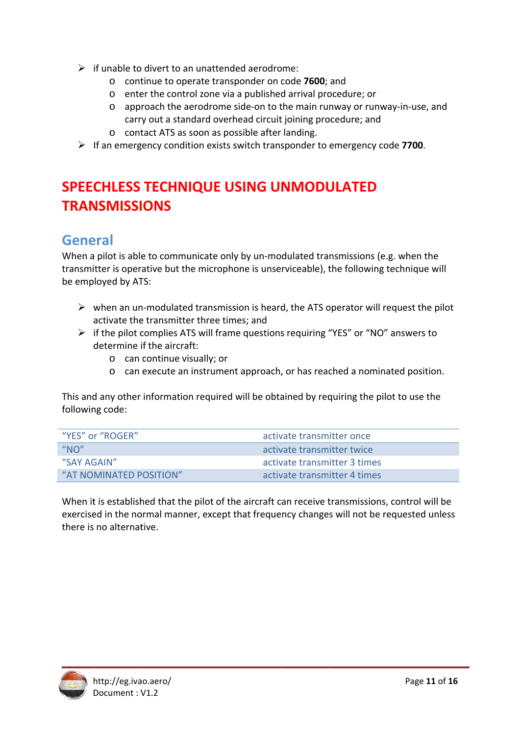- if unable to divert to an unattended aerodrome:
  - continue to operate transponder on code **7600**; and
  - enter the control zone via a published arrival procedure; or
  - approach the aerodrome side-on to the main runway or runway-in-use, and carry out a standard overhead circuit joining procedure; and
  - contact ATS as soon as possible after landing.
- If an emergency condition exists switch transponder to emergency code **7700**.

# SPEECHLESS TECHNIQUE USING UNMODULATED TRANSMISSIONS

## General

When a pilot is able to communicate only by un-modulated transmissions (e.g. when the transmitter is operative but the microphone is unserviceable), the following technique will be employed by ATS:

- when an un-modulated transmission is heard, the ATS operator will request the pilot activate the transmitter three times; and
- if the pilot complies ATS will frame questions requiring "YES" or "NO" answers to determine if the aircraft:
  - can continue visually; or
  - can execute an instrument approach, or has reached a nominated position.

This and any other information required will be obtained by requiring the pilot to use the following code:

| | |
|---|---|
| "YES" or "ROGER" | activate transmitter once |
| "NO" | activate transmitter twice |
| "SAY AGAIN" | activate transmitter 3 times |
| "AT NOMINATED POSITION" | activate transmitter 4 times |

When it is established that the pilot of the aircraft can receive transmissions, control will be exercised in the normal manner, except that frequency changes will not be requested unless there is no alternative.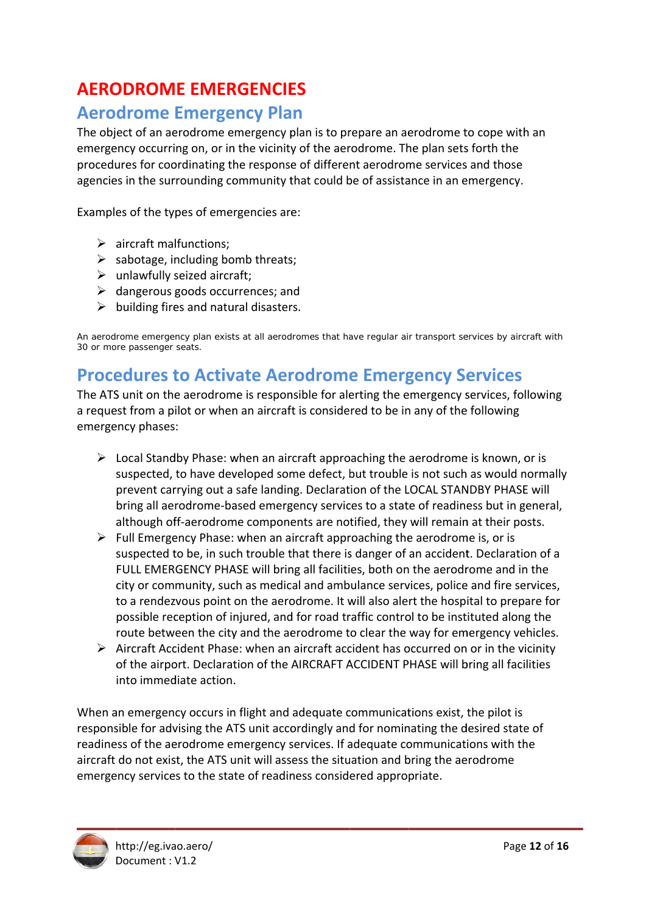# AERODROME EMERGENCIES

## Aerodrome Emergency Plan

The object of an aerodrome emergency plan is to prepare an aerodrome to cope with an emergency occurring on, or in the vicinity of the aerodrome. The plan sets forth the procedures for coordinating the response of different aerodrome services and those agencies in the surrounding community that could be of assistance in an emergency.

Examples of the types of emergencies are:

- aircraft malfunctions;
- sabotage, including bomb threats;
- unlawfully seized aircraft;
- dangerous goods occurrences; and
- building fires and natural disasters.

An aerodrome emergency plan exists at all aerodromes that have regular air transport services by aircraft with 30 or more passenger seats.

## Procedures to Activate Aerodrome Emergency Services

The ATS unit on the aerodrome is responsible for alerting the emergency services, following a request from a pilot or when an aircraft is considered to be in any of the following emergency phases:

- Local Standby Phase: when an aircraft approaching the aerodrome is known, or is suspected, to have developed some defect, but trouble is not such as would normally prevent carrying out a safe landing. Declaration of the LOCAL STANDBY PHASE will bring all aerodrome-based emergency services to a state of readiness but in general, although off-aerodrome components are notified, they will remain at their posts.
- Full Emergency Phase: when an aircraft approaching the aerodrome is, or is suspected to be, in such trouble that there is danger of an accident. Declaration of a FULL EMERGENCY PHASE will bring all facilities, both on the aerodrome and in the city or community, such as medical and ambulance services, police and fire services, to a rendezvous point on the aerodrome. It will also alert the hospital to prepare for possible reception of injured, and for road traffic control to be instituted along the route between the city and the aerodrome to clear the way for emergency vehicles.
- Aircraft Accident Phase: when an aircraft accident has occurred on or in the vicinity of the airport. Declaration of the AIRCRAFT ACCIDENT PHASE will bring all facilities into immediate action.

When an emergency occurs in flight and adequate communications exist, the pilot is responsible for advising the ATS unit accordingly and for nominating the desired state of readiness of the aerodrome emergency services. If adequate communications with the aircraft do not exist, the ATS unit will assess the situation and bring the aerodrome emergency services to the state of readiness considered appropriate.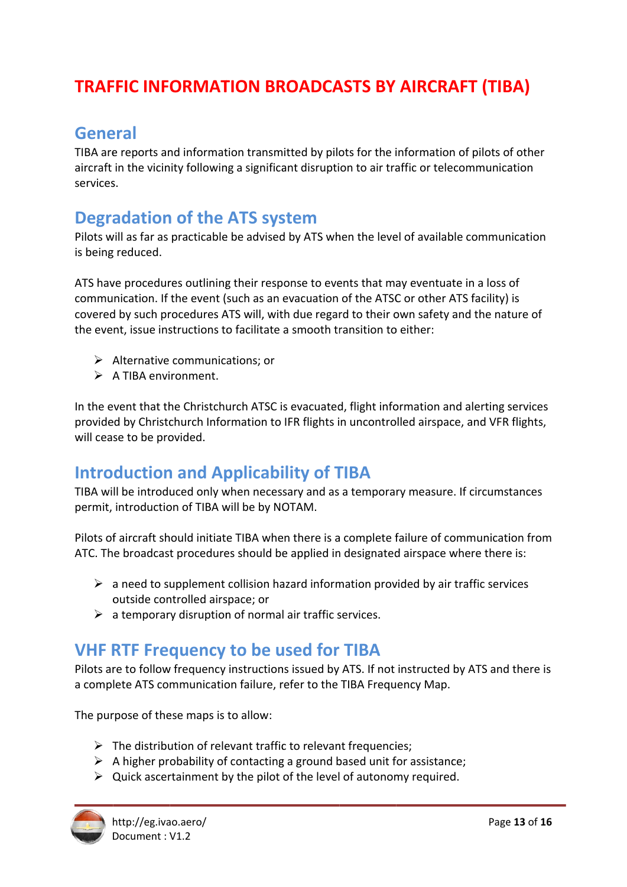# TRAFFIC INFORMATION BROADCASTS BY AIRCRAFT (TIBA)

## General

TIBA are reports and information transmitted by pilots for the information of pilots of other aircraft in the vicinity following a significant disruption to air traffic or telecommunication services.

## Degradation of the ATS system

Pilots will as far as practicable be advised by ATS when the level of available communication is being reduced.

ATS have procedures outlining their response to events that may eventuate in a loss of communication. If the event (such as an evacuation of the ATSC or other ATS facility) is covered by such procedures ATS will, with due regard to their own safety and the nature of the event, issue instructions to facilitate a smooth transition to either:

- Alternative communications; or
- A TIBA environment.

In the event that the Christchurch ATSC is evacuated, flight information and alerting services provided by Christchurch Information to IFR flights in uncontrolled airspace, and VFR flights, will cease to be provided.

## Introduction and Applicability of TIBA

TIBA will be introduced only when necessary and as a temporary measure. If circumstances permit, introduction of TIBA will be by NOTAM.

Pilots of aircraft should initiate TIBA when there is a complete failure of communication from ATC. The broadcast procedures should be applied in designated airspace where there is:

- a need to supplement collision hazard information provided by air traffic services outside controlled airspace; or
- a temporary disruption of normal air traffic services.

## VHF RTF Frequency to be used for TIBA

Pilots are to follow frequency instructions issued by ATS. If not instructed by ATS and there is a complete ATS communication failure, refer to the TIBA Frequency Map.

The purpose of these maps is to allow:

- The distribution of relevant traffic to relevant frequencies;
- A higher probability of contacting a ground based unit for assistance;
- Quick ascertainment by the pilot of the level of autonomy required.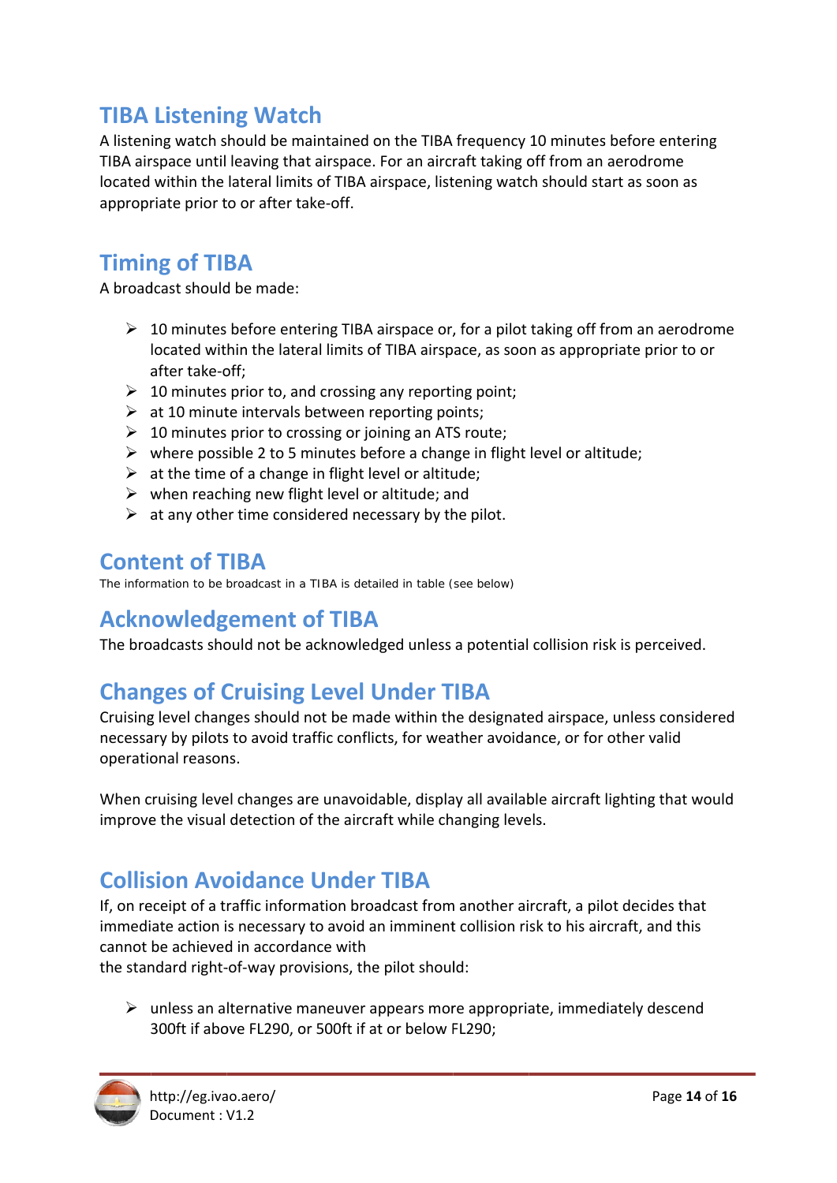## TIBA Listening Watch

A listening watch should be maintained on the TIBA frequency 10 minutes before entering TIBA airspace until leaving that airspace. For an aircraft taking off from an aerodrome located within the lateral limits of TIBA airspace, listening watch should start as soon as appropriate prior to or after take-off.

## Timing of TIBA

A broadcast should be made:

- 10 minutes before entering TIBA airspace or, for a pilot taking off from an aerodrome located within the lateral limits of TIBA airspace, as soon as appropriate prior to or after take-off;
- 10 minutes prior to, and crossing any reporting point;
- at 10 minute intervals between reporting points;
- 10 minutes prior to crossing or joining an ATS route;
- where possible 2 to 5 minutes before a change in flight level or altitude;
- at the time of a change in flight level or altitude;
- when reaching new flight level or altitude; and
- at any other time considered necessary by the pilot.

## Content of TIBA

The information to be broadcast in a TIBA is detailed in table (see below)

## Acknowledgement of TIBA

The broadcasts should not be acknowledged unless a potential collision risk is perceived.

## Changes of Cruising Level Under TIBA

Cruising level changes should not be made within the designated airspace, unless considered necessary by pilots to avoid traffic conflicts, for weather avoidance, or for other valid operational reasons.

When cruising level changes are unavoidable, display all available aircraft lighting that would improve the visual detection of the aircraft while changing levels.

## Collision Avoidance Under TIBA

If, on receipt of a traffic information broadcast from another aircraft, a pilot decides that immediate action is necessary to avoid an imminent collision risk to his aircraft, and this cannot be achieved in accordance with the standard right-of-way provisions, the pilot should:

- unless an alternative maneuver appears more appropriate, immediately descend 300ft if above FL290, or 500ft if at or below FL290;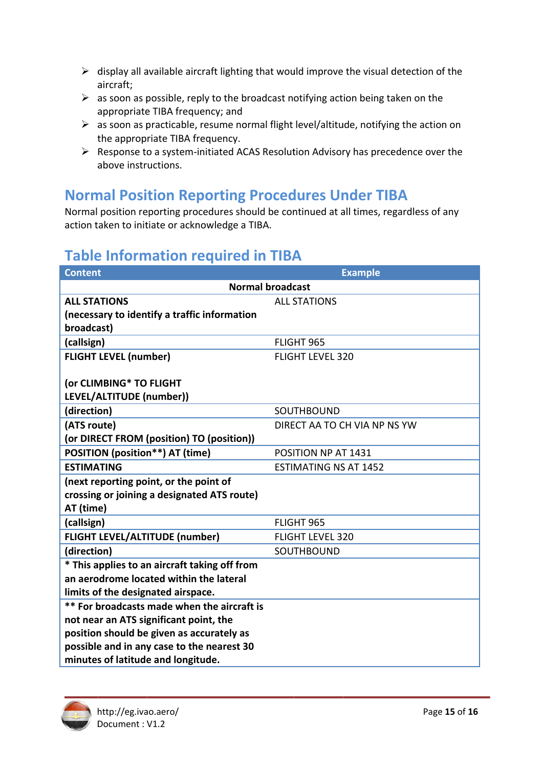- display all available aircraft lighting that would improve the visual detection of the aircraft;
- as soon as possible, reply to the broadcast notifying action being taken on the appropriate TIBA frequency; and
- as soon as practicable, resume normal flight level/altitude, notifying the action on the appropriate TIBA frequency.
- Response to a system-initiated ACAS Resolution Advisory has precedence over the above instructions.

## Normal Position Reporting Procedures Under TIBA

Normal position reporting procedures should be continued at all times, regardless of any action taken to initiate or acknowledge a TIBA.

## Table Information required in TIBA

| Content | Example |
|---|---|
| **Normal broadcast** | |
| **ALL STATIONS (necessary to identify a traffic information broadcast)** | ALL STATIONS |
| **(callsign)** | FLIGHT 965 |
| **FLIGHT LEVEL (number)**<br><br>**(or CLIMBING* TO FLIGHT LEVEL/ALTITUDE (number))** | FLIGHT LEVEL 320 |
| **(direction)** | SOUTHBOUND |
| **(ATS route)**<br>**(or DIRECT FROM (position) TO (position))** | DIRECT AA TO CH VIA NP NS YW |
| **POSITION (position**) AT (time)** | POSITION NP AT 1431 |
| **ESTIMATING** | ESTIMATING NS AT 1452 |
| **(next reporting point, or the point of crossing or joining a designated ATS route) AT (time)** | |
| **(callsign)** | FLIGHT 965 |
| **FLIGHT LEVEL/ALTITUDE (number)** | FLIGHT LEVEL 320 |
| **(direction)** | SOUTHBOUND |
| *** This applies to an aircraft taking off from an aerodrome located within the lateral limits of the designated airspace.** | |
| **** For broadcasts made when the aircraft is not near an ATS significant point, the position should be given as accurately as possible and in any case to the nearest 30 minutes of latitude and longitude.** | |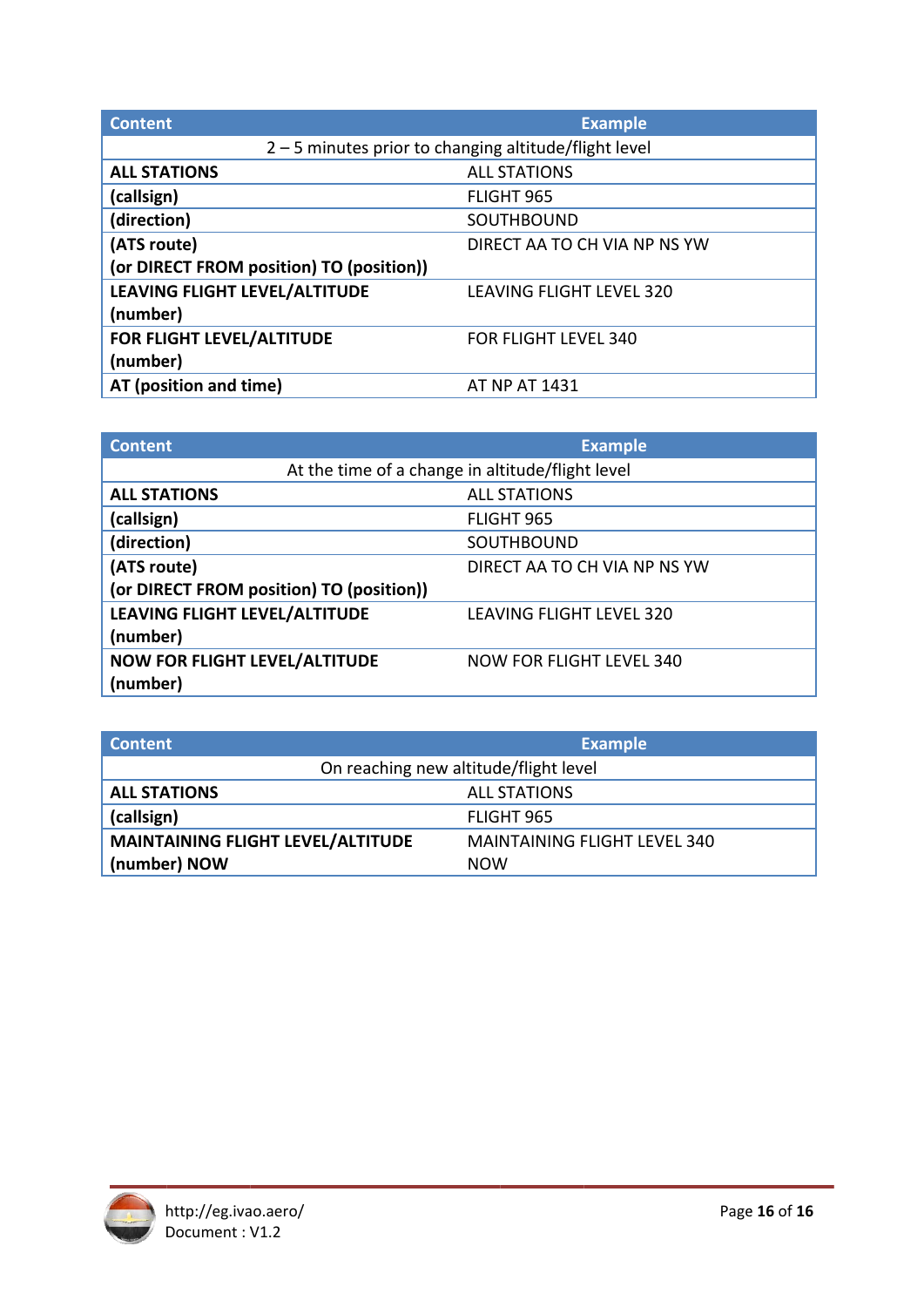| Content | Example |
|---|---|
| 2 – 5 minutes prior to changing altitude/flight level | |
| **ALL STATIONS** | ALL STATIONS |
| **(callsign)** | FLIGHT 965 |
| **(direction)** | SOUTHBOUND |
| **(ATS route)** **(or DIRECT FROM position) TO (position))** | DIRECT AA TO CH VIA NP NS YW |
| **LEAVING FLIGHT LEVEL/ALTITUDE (number)** | LEAVING FLIGHT LEVEL 320 |
| **FOR FLIGHT LEVEL/ALTITUDE (number)** | FOR FLIGHT LEVEL 340 |
| **AT (position and time)** | AT NP AT 1431 |

| Content | Example |
|---|---|
| At the time of a change in altitude/flight level | |
| **ALL STATIONS** | ALL STATIONS |
| **(callsign)** | FLIGHT 965 |
| **(direction)** | SOUTHBOUND |
| **(ATS route)** **(or DIRECT FROM position) TO (position))** | DIRECT AA TO CH VIA NP NS YW |
| **LEAVING FLIGHT LEVEL/ALTITUDE (number)** | LEAVING FLIGHT LEVEL 320 |
| **NOW FOR FLIGHT LEVEL/ALTITUDE (number)** | NOW FOR FLIGHT LEVEL 340 |

| Content | Example |
|---|---|
| On reaching new altitude/flight level | |
| **ALL STATIONS** | ALL STATIONS |
| **(callsign)** | FLIGHT 965 |
| **MAINTAINING FLIGHT LEVEL/ALTITUDE (number) NOW** | MAINTAINING FLIGHT LEVEL 340 NOW |